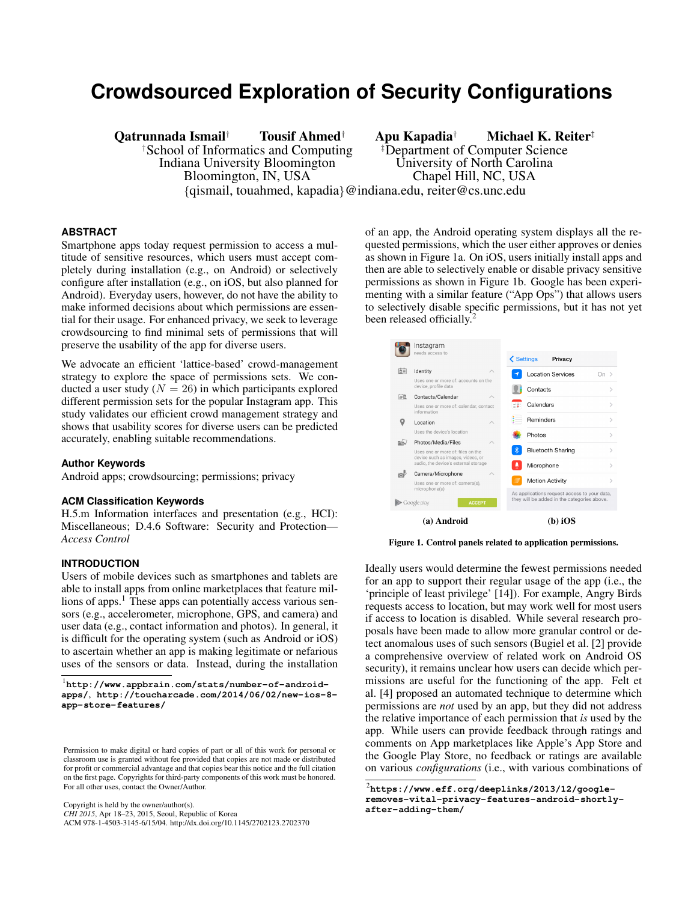# Crowdsourced Exploration of Security Configurations

**Qatrunnada Ismail**[†] **Tousif Ahmed**[†] **Apu Kapadia**[†] **Michael K. Reiter**[‡]

[†]School of Informatics and Computing, Indiana University Bloomington, Bloomington, IN, USA

[‡]Department of Computer Science, University of North Carolina, Chapel Hill, NC, USA

{qismail, touahmed, kapadia}@indiana.edu, reiter@cs.unc.edu

## ABSTRACT

Smartphone apps today request permission to access a multitude of sensitive resources, which users must accept completely during installation (e.g., on Android) or selectively configure after installation (e.g., on iOS, but also planned for Android). Everyday users, however, do not have the ability to make informed decisions about which permissions are essential for their usage. For enhanced privacy, we seek to leverage crowdsourcing to find minimal sets of permissions that will preserve the usability of the app for diverse users.

We advocate an efficient 'lattice-based' crowd-management strategy to explore the space of permissions sets. We conducted a user study ($N = 26$) in which participants explored different permission sets for the popular Instagram app. This study validates our efficient crowd management strategy and shows that usability scores for diverse users can be predicted accurately, enabling suitable recommendations.

### Author Keywords

Android apps; crowdsourcing; permissions; privacy

### ACM Classification Keywords

H.5.m Information interfaces and presentation (e.g., HCI): Miscellaneous; D.4.6 Software: Security and Protection—*Access Control*

## INTRODUCTION

Users of mobile devices such as smartphones and tablets are able to install apps from online marketplaces that feature millions of apps.[1] These apps can potentially access various sensors (e.g., accelerometer, microphone, GPS, and camera) and user data (e.g., contact information and photos). In general, it is difficult for the operating system (such as Android or iOS) to ascertain whether an app is making legitimate or nefarious uses of the sensors or data. Instead, during the installation of an app, the Android operating system displays all the requested permissions, which the user either approves or denies as shown in Figure 1a. On iOS, users initially install apps and then are able to selectively enable or disable privacy sensitive permissions as shown in Figure 1b. Google has been experimenting with a similar feature ("App Ops") that allows users to selectively disable specific permissions, but it has not yet been released officially.[2]

(a) Android (b) iOS

**Figure 1. Control panels related to application permissions.**

Ideally users would determine the fewest permissions needed for an app to support their regular usage of the app (i.e., the 'principle of least privilege' [14]). For example, Angry Birds requests access to location, but may work well for most users if access to location is disabled. While several research proposals have been made to allow more granular control or detect anomalous uses of such sensors (Bugiel et al. [2] provide a comprehensive overview of related work on Android OS security), it remains unclear how users can decide which permissions are useful for the functioning of the app. Felt et al. [4] proposed an automated technique to determine which permissions are *not* used by an app, but they did not address the relative importance of each permission that *is* used by the app. While users can provide feedback through ratings and comments on App marketplaces like Apple's App Store and the Google Play Store, no feedback or ratings are available on various *configurations* (i.e., with various combinations of

[1] **http://www.appbrain.com/stats/number-of-android-apps/, http://toucharcade.com/2014/06/02/new-ios-8-app-store-features/**

[2] **https://www.eff.org/deeplinks/2013/12/google-removes-vital-privacy-features-android-shortly-after-adding-them/**

Permission to make digital or hard copies of part or all of this work for personal or classroom use is granted without fee provided that copies are not made or distributed for profit or commercial advantage and that copies bear this notice and the full citation on the first page. Copyrights for third-party components of this work must be honored. For all other uses, contact the Owner/Author.

Copyright is held by the owner/author(s).
*CHI 2015*, Apr 18–23, 2015, Seoul, Republic of Korea
ACM 978-1-4503-3145-6/15/04. http://dx.doi.org/10.1145/2702123.2702370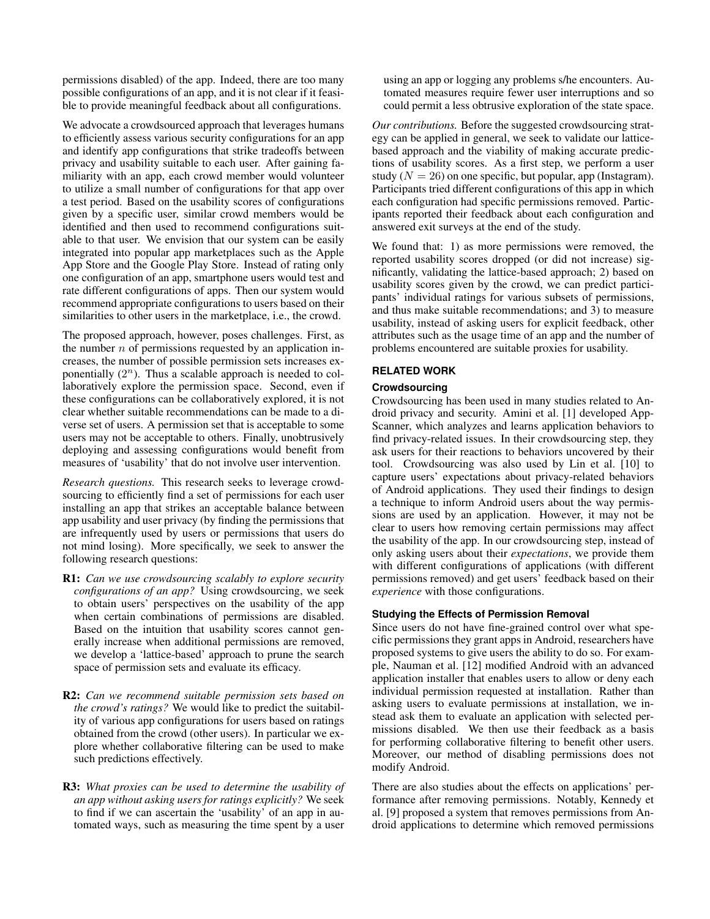permissions disabled) of the app. Indeed, there are too many possible configurations of an app, and it is not clear if it feasible to provide meaningful feedback about all configurations.

We advocate a crowdsourced approach that leverages humans to efficiently assess various security configurations for an app and identify app configurations that strike tradeoffs between privacy and usability suitable to each user. After gaining familiarity with an app, each crowd member would volunteer to utilize a small number of configurations for that app over a test period. Based on the usability scores of configurations given by a specific user, similar crowd members would be identified and then used to recommend configurations suitable to that user. We envision that our system can be easily integrated into popular app marketplaces such as the Apple App Store and the Google Play Store. Instead of rating only one configuration of an app, smartphone users would test and rate different configurations of apps. Then our system would recommend appropriate configurations to users based on their similarities to other users in the marketplace, i.e., the crowd.

The proposed approach, however, poses challenges. First, as the number $n$ of permissions requested by an application increases, the number of possible permission sets increases exponentially ($2^n$). Thus a scalable approach is needed to collaboratively explore the permission space. Second, even if these configurations can be collaboratively explored, it is not clear whether suitable recommendations can be made to a diverse set of users. A permission set that is acceptable to some users may not be acceptable to others. Finally, unobtrusively deploying and assessing configurations would benefit from measures of 'usability' that do not involve user intervention.

*Research questions.* This research seeks to leverage crowdsourcing to efficiently find a set of permissions for each user installing an app that strikes an acceptable balance between app usability and user privacy (by finding the permissions that are infrequently used by users or permissions that users do not mind losing). More specifically, we seek to answer the following research questions:

- **R1:** *Can we use crowdsourcing scalably to explore security configurations of an app?* Using crowdsourcing, we seek to obtain users' perspectives on the usability of the app when certain combinations of permissions are disabled. Based on the intuition that usability scores cannot generally increase when additional permissions are removed, we develop a 'lattice-based' approach to prune the search space of permission sets and evaluate its efficacy.
- **R2:** *Can we recommend suitable permission sets based on the crowd's ratings?* We would like to predict the suitability of various app configurations for users based on ratings obtained from the crowd (other users). In particular we explore whether collaborative filtering can be used to make such predictions effectively.
- **R3:** *What proxies can be used to determine the usability of an app without asking users for ratings explicitly?* We seek to find if we can ascertain the 'usability' of an app in automated ways, such as measuring the time spent by a user using an app or logging any problems s/he encounters. Automated measures require fewer user interruptions and so could permit a less obtrusive exploration of the state space.

*Our contributions.* Before the suggested crowdsourcing strategy can be applied in general, we seek to validate our lattice-based approach and the viability of making accurate predictions of usability scores. As a first step, we perform a user study ($N = 26$) on one specific, but popular, app (Instagram). Participants tried different configurations of this app in which each configuration had specific permissions removed. Participants reported their feedback about each configuration and answered exit surveys at the end of the study.

We found that: 1) as more permissions were removed, the reported usability scores dropped (or did not increase) significantly, validating the lattice-based approach; 2) based on usability scores given by the crowd, we can predict participants' individual ratings for various subsets of permissions, and thus make suitable recommendations; and 3) to measure usability, instead of asking users for explicit feedback, other attributes such as the usage time of an app and the number of problems encountered are suitable proxies for usability.

## RELATED WORK

### Crowdsourcing

Crowdsourcing has been used in many studies related to Android privacy and security. Amini et al. [1] developed AppScanner, which analyzes and learns application behaviors to find privacy-related issues. In their crowdsourcing step, they ask users for their reactions to behaviors uncovered by their tool. Crowdsourcing was also used by Lin et al. [10] to capture users' expectations about privacy-related behaviors of Android applications. They used their findings to design a technique to inform Android users about the way permissions are used by an application. However, it may not be clear to users how removing certain permissions may affect the usability of the app. In our crowdsourcing step, instead of only asking users about their *expectations*, we provide them with different configurations of applications (with different permissions removed) and get users' feedback based on their *experience* with those configurations.

### Studying the Effects of Permission Removal

Since users do not have fine-grained control over what specific permissions they grant apps in Android, researchers have proposed systems to give users the ability to do so. For example, Nauman et al. [12] modified Android with an advanced application installer that enables users to allow or deny each individual permission requested at installation. Rather than asking users to evaluate permissions at installation, we instead ask them to evaluate an application with selected permissions disabled. We then use their feedback as a basis for performing collaborative filtering to benefit other users. Moreover, our method of disabling permissions does not modify Android.

There are also studies about the effects on applications' performance after removing permissions. Notably, Kennedy et al. [9] proposed a system that removes permissions from Android applications to determine which removed permissions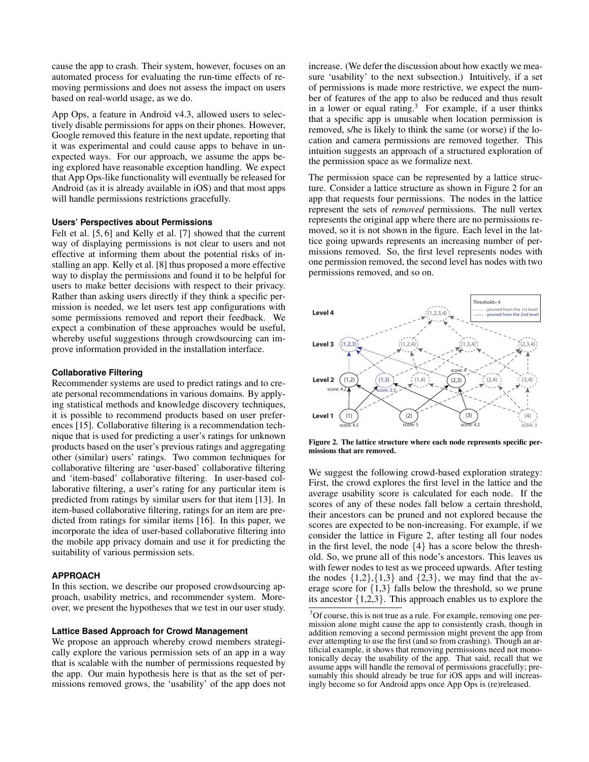cause the app to crash. Their system, however, focuses on an automated process for evaluating the run-time effects of removing permissions and does not assess the impact on users based on real-world usage, as we do.

App Ops, a feature in Android v4.3, allowed users to selectively disable permissions for apps on their phones. However, Google removed this feature in the next update, reporting that it was experimental and could cause apps to behave in unexpected ways. For our approach, we assume the apps being explored have reasonable exception handling. We expect that App Ops-like functionality will eventually be released for Android (as it is already available in iOS) and that most apps will handle permissions restrictions gracefully.

### Users' Perspectives about Permissions

Felt et al. [5, 6] and Kelly et al. [7] showed that the current way of displaying permissions is not clear to users and not effective at informing them about the potential risks of installing an app. Kelly et al. [8] thus proposed a more effective way to display the permissions and found it to be helpful for users to make better decisions with respect to their privacy. Rather than asking users directly if they think a specific permission is needed, we let users test app configurations with some permissions removed and report their feedback. We expect a combination of these approaches would be useful, whereby useful suggestions through crowdsourcing can improve information provided in the installation interface.

### Collaborative Filtering

Recommender systems are used to predict ratings and to create personal recommendations in various domains. By applying statistical methods and knowledge discovery techniques, it is possible to recommend products based on user preferences [15]. Collaborative filtering is a recommendation technique that is used for predicting a user's ratings for unknown products based on the user's previous ratings and aggregating other (similar) users' ratings. Two common techniques for collaborative filtering are 'user-based' collaborative filtering and 'item-based' collaborative filtering. In user-based collaborative filtering, a user's rating for any particular item is predicted from ratings by similar users for that item [13]. In item-based collaborative filtering, ratings for an item are predicted from ratings for similar items [16]. In this paper, we incorporate the idea of user-based collaborative filtering into the mobile app privacy domain and use it for predicting the suitability of various permission sets.

## APPROACH

In this section, we describe our proposed crowdsourcing approach, usability metrics, and recommender system. Moreover, we present the hypotheses that we test in our user study.

### Lattice Based Approach for Crowd Management

We propose an approach whereby crowd members strategically explore the various permission sets of an app in a way that is scalable with the number of permissions requested by the app. Our main hypothesis here is that as the set of permissions removed grows, the 'usability' of the app does not increase. (We defer the discussion about how exactly we measure 'usability' to the next subsection.) Intuitively, if a set of permissions is made more restrictive, we expect the number of features of the app to also be reduced and thus result in a lower or equal rating.[3] For example, if a user thinks that a specific app is unusable when location permission is removed, s/he is likely to think the same (or worse) if the location and camera permissions are removed together. This intuition suggests an approach of a structured exploration of the permission space as we formalize next.

The permission space can be represented by a lattice structure. Consider a lattice structure as shown in Figure 2 for an app that requests four permissions. The nodes in the lattice represent the sets of *removed* permissions. The null vertex represents the original app where there are no permissions removed, so it is not shown in the figure. Each level in the lattice going upwards represents an increasing number of permissions removed. So, the first level represents nodes with one permission removed, the second level has nodes with two permissions removed, and so on.

Threshold= 4
: pruned from the 1st level
: pruned from the 2nd level

Level 4
{1,2,3,4}

Level 3
{1,2,3} {1,2,4} {1,3,4} {2,3,4}

Level 2
{1,2} score: 4.2
{1,3} score: 2.5
{1,4}
{2,3} score: 4
{2,4}
{3,4}

Level 1
{1} score: 4.5
{2} score: 5
{3} score: 4.2
{4} score: 3

**Figure 2. The lattice structure where each node represents specific permissions that are removed.**

We suggest the following crowd-based exploration strategy: First, the crowd explores the first level in the lattice and the average usability score is calculated for each node. If the scores of any of these nodes fall below a certain threshold, their ancestors can be pruned and not explored because the scores are expected to be non-increasing. For example, if we consider the lattice in Figure 2, after testing all four nodes in the first level, the node {4} has a score below the threshold. So, we prune all of this node's ancestors. This leaves us with fewer nodes to test as we proceed upwards. After testing the nodes {1,2},{1,3} and {2,3}, we may find that the average score for {1,3} falls below the threshold, so we prune its ancestor {1,2,3}. This approach enables us to explore the

[3] Of course, this is not true as a rule. For example, removing one permission alone might cause the app to consistently crash, though in addition removing a second permission might prevent the app from ever attempting to use the first (and so from crashing). Though an artificial example, it shows that removing permissions need not monotonically decay the usability of the app. That said, recall that we assume apps will handle the removal of permissions gracefully; presumably this should already be true for iOS apps and will increasingly become so for Android apps once App Ops is (re)released.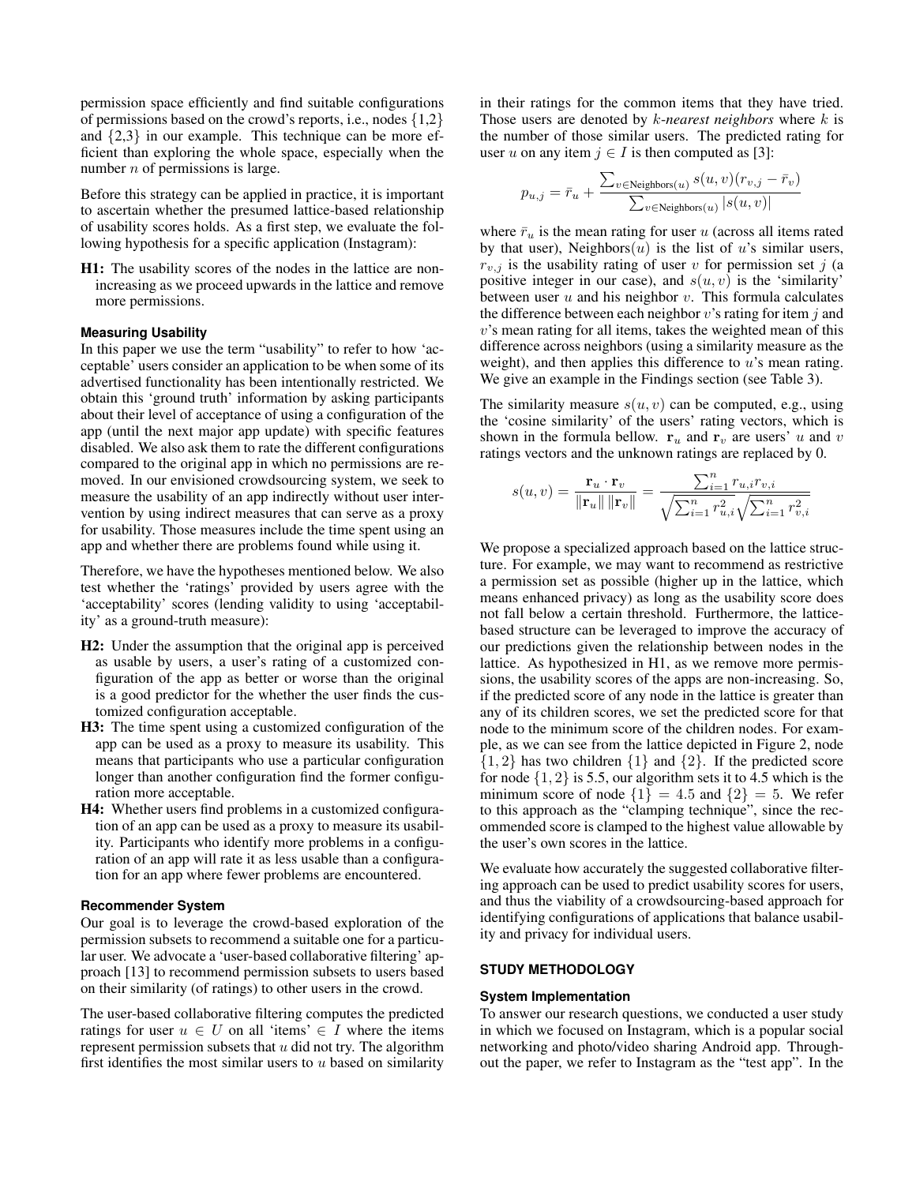permission space efficiently and find suitable configurations of permissions based on the crowd's reports, i.e., nodes {1,2} and {2,3} in our example. This technique can be more efficient than exploring the whole space, especially when the number $n$ of permissions is large.

Before this strategy can be applied in practice, it is important to ascertain whether the presumed lattice-based relationship of usability scores holds. As a first step, we evaluate the following hypothesis for a specific application (Instagram):

**H1:** The usability scores of the nodes in the lattice are non-increasing as we proceed upwards in the lattice and remove more permissions.

### Measuring Usability

In this paper we use the term "usability" to refer to how 'acceptable' users consider an application to be when some of its advertised functionality has been intentionally restricted. We obtain this 'ground truth' information by asking participants about their level of acceptance of using a configuration of the app (until the next major app update) with specific features disabled. We also ask them to rate the different configurations compared to the original app in which no permissions are removed. In our envisioned crowdsourcing system, we seek to measure the usability of an app indirectly without user intervention by using indirect measures that can serve as a proxy for usability. Those measures include the time spent using an app and whether there are problems found while using it.

Therefore, we have the hypotheses mentioned below. We also test whether the 'ratings' provided by users agree with the 'acceptability' scores (lending validity to using 'acceptability' as a ground-truth measure):

**H2:** Under the assumption that the original app is perceived as usable by users, a user's rating of a customized configuration of the app as better or worse than the original is a good predictor for the whether the user finds the customized configuration acceptable.

**H3:** The time spent using a customized configuration of the app can be used as a proxy to measure its usability. This means that participants who use a particular configuration longer than another configuration find the former configuration more acceptable.

**H4:** Whether users find problems in a customized configuration of an app can be used as a proxy to measure its usability. Participants who identify more problems in a configuration of an app will rate it as less usable than a configuration for an app where fewer problems are encountered.

### Recommender System

Our goal is to leverage the crowd-based exploration of the permission subsets to recommend a suitable one for a particular user. We advocate a 'user-based collaborative filtering' approach [13] to recommend permission subsets to users based on their similarity (of ratings) to other users in the crowd.

The user-based collaborative filtering computes the predicted ratings for user $u \in U$ on all 'items' $\in I$ where the items represent permission subsets that $u$ did not try. The algorithm first identifies the most similar users to $u$ based on similarity in their ratings for the common items that they have tried. Those users are denoted by *k-nearest neighbors* where $k$ is the number of those similar users. The predicted rating for user $u$ on any item $j \in I$ is then computed as [3]:

$$p_{u,j} = \bar{r}_u + \frac{\sum_{v \in \text{Neighbors}(u)} s(u,v)(r_{v,j} - \bar{r}_v)}{\sum_{v \in \text{Neighbors}(u)} |s(u,v)|}$$

where $\bar{r}_u$ is the mean rating for user $u$ (across all items rated by that user), Neighbors($u$) is the list of $u$'s similar users, $r_{v,j}$ is the usability rating of user $v$ for permission set $j$ (a positive integer in our case), and $s(u,v)$ is the 'similarity' between user $u$ and his neighbor $v$. This formula calculates the difference between each neighbor $v$'s rating for item $j$ and $v$'s mean rating for all items, takes the weighted mean of this difference across neighbors (using a similarity measure as the weight), and then applies this difference to $u$'s mean rating. We give an example in the Findings section (see Table 3).

The similarity measure $s(u,v)$ can be computed, e.g., using the 'cosine similarity' of the users' rating vectors, which is shown in the formula bellow. $\mathbf{r}_u$ and $\mathbf{r}_v$ are users' $u$ and $v$ ratings vectors and the unknown ratings are replaced by 0.

$$s(u,v) = \frac{\mathbf{r}_u \cdot \mathbf{r}_v}{\|\mathbf{r}_u\| \|\mathbf{r}_v\|} = \frac{\sum_{i=1}^{n} r_{u,i} r_{v,i}}{\sqrt{\sum_{i=1}^{n} r_{u,i}^2} \sqrt{\sum_{i=1}^{n} r_{v,i}^2}}$$

We propose a specialized approach based on the lattice structure. For example, we may want to recommend as restrictive a permission set as possible (higher up in the lattice, which means enhanced privacy) as long as the usability score does not fall below a certain threshold. Furthermore, the lattice-based structure can be leveraged to improve the accuracy of our predictions given the relationship between nodes in the lattice. As hypothesized in H1, as we remove more permissions, the usability scores of the apps are non-increasing. So, if the predicted score of any node in the lattice is greater than any of its children scores, we set the predicted score for that node to the minimum score of the children nodes. For example, as we can see from the lattice depicted in Figure 2, node $\{1,2\}$ has two children $\{1\}$ and $\{2\}$. If the predicted score for node $\{1,2\}$ is 5.5, our algorithm sets it to 4.5 which is the minimum score of node $\{1\} = 4.5$ and $\{2\} = 5$. We refer to this approach as the "clamping technique", since the recommended score is clamped to the highest value allowable by the user's own scores in the lattice.

We evaluate how accurately the suggested collaborative filtering approach can be used to predict usability scores for users, and thus the viability of a crowdsourcing-based approach for identifying configurations of applications that balance usability and privacy for individual users.

## STUDY METHODOLOGY

### System Implementation

To answer our research questions, we conducted a user study in which we focused on Instagram, which is a popular social networking and photo/video sharing Android app. Throughout the paper, we refer to Instagram as the "test app". In the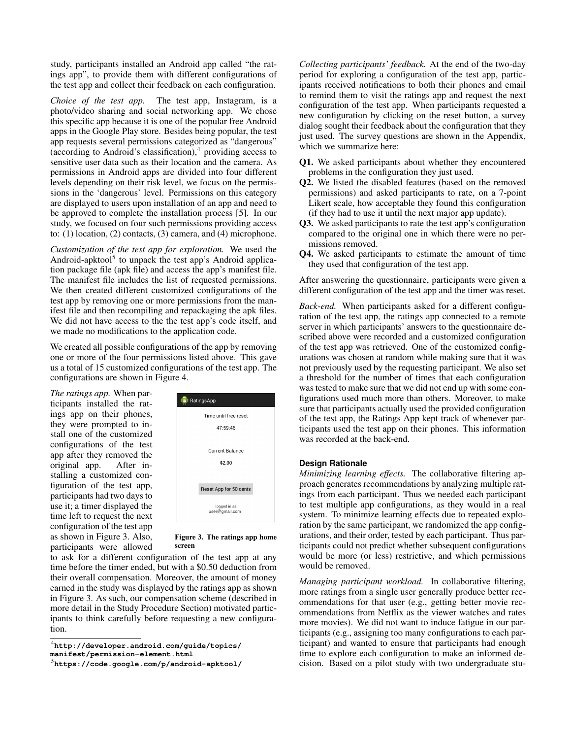study, participants installed an Android app called "the ratings app", to provide them with different configurations of the test app and collect their feedback on each configuration.

*Choice of the test app.* The test app, Instagram, is a photo/video sharing and social networking app. We chose this specific app because it is one of the popular free Android apps in the Google Play store. Besides being popular, the test app requests several permissions categorized as "dangerous" (according to Android's classification),[4] providing access to sensitive user data such as their location and the camera. As permissions in Android apps are divided into four different levels depending on their risk level, we focus on the permissions in the 'dangerous' level. Permissions on this category are displayed to users upon installation of an app and need to be approved to complete the installation process [5]. In our study, we focused on four such permissions providing access to: (1) location, (2) contacts, (3) camera, and (4) microphone.

*Customization of the test app for exploration.* We used the Android-apktool[5] to unpack the test app's Android application package file (apk file) and access the app's manifest file. The manifest file includes the list of requested permissions. We then created different customized configurations of the test app by removing one or more permissions from the manifest file and then recompiling and repackaging the apk files. We did not have access to the the test app's code itself, and we made no modifications to the application code.

We created all possible configurations of the app by removing one or more of the four permissions listed above. This gave us a total of 15 customized configurations of the test app. The configurations are shown in Figure 4.

*The ratings app.* When participants installed the ratings app on their phones, they were prompted to install one of the customized configurations of the test app after they removed the original app. After installing a customized configuration of the test app, participants had two days to use it; a timer displayed the time left to request the next configuration of the test app as shown in Figure 3. Also, participants were allowed to ask for a different configuration of the test app at any time before the timer ended, but with a \$0.50 deduction from their overall compensation. Moreover, the amount of money earned in the study was displayed by the ratings app as shown in Figure 3. As such, our compensation scheme (described in more detail in the Study Procedure Section) motivated participants to think carefully before requesting a new configuration.

RatingsApp

Time until free reset

47:59:46

Current Balance

\$2.00

Reset App for 50 cents

logged in as
user@gmail.com

**Figure 3. The ratings app home screen**

[4] **http://developer.android.com/guide/topics/manifest/permission-element.html**

[5] **https://code.google.com/p/android-apktool/**

*Collecting participants' feedback.* At the end of the two-day period for exploring a configuration of the test app, participants received notifications to both their phones and email to remind them to visit the ratings app and request the next configuration of the test app. When participants requested a new configuration by clicking on the reset button, a survey dialog sought their feedback about the configuration that they just used. The survey questions are shown in the Appendix, which we summarize here:

- **Q1.** We asked participants about whether they encountered problems in the configuration they just used.
- **Q2.** We listed the disabled features (based on the removed permissions) and asked participants to rate, on a 7-point Likert scale, how acceptable they found this configuration (if they had to use it until the next major app update).
- **Q3.** We asked participants to rate the test app's configuration compared to the original one in which there were no permissions removed.
- **Q4.** We asked participants to estimate the amount of time they used that configuration of the test app.

After answering the questionnaire, participants were given a different configuration of the test app and the timer was reset.

*Back-end.* When participants asked for a different configuration of the test app, the ratings app connected to a remote server in which participants' answers to the questionnaire described above were recorded and a customized configuration of the test app was retrieved. One of the customized configurations was chosen at random while making sure that it was not previously used by the requesting participant. We also set a threshold for the number of times that each configuration was tested to make sure that we did not end up with some configurations used much more than others. Moreover, to make sure that participants actually used the provided configuration of the test app, the Ratings App kept track of whenever participants used the test app on their phones. This information was recorded at the back-end.

### Design Rationale

*Minimizing learning effects.* The collaborative filtering approach generates recommendations by analyzing multiple ratings from each participant. Thus we needed each participant to test multiple app configurations, as they would in a real system. To minimize learning effects due to repeated exploration by the same participant, we randomized the app configurations, and their order, tested by each participant. Thus participants could not predict whether subsequent configurations would be more (or less) restrictive, and which permissions would be removed.

*Managing participant workload.* In collaborative filtering, more ratings from a single user generally produce better recommendations for that user (e.g., getting better movie recommendations from Netflix as the viewer watches and rates more movies). We did not want to induce fatigue in our participants (e.g., assigning too many configurations to each participant) and wanted to ensure that participants had enough time to explore each configuration to make an informed decision. Based on a pilot study with two undergraduate stu-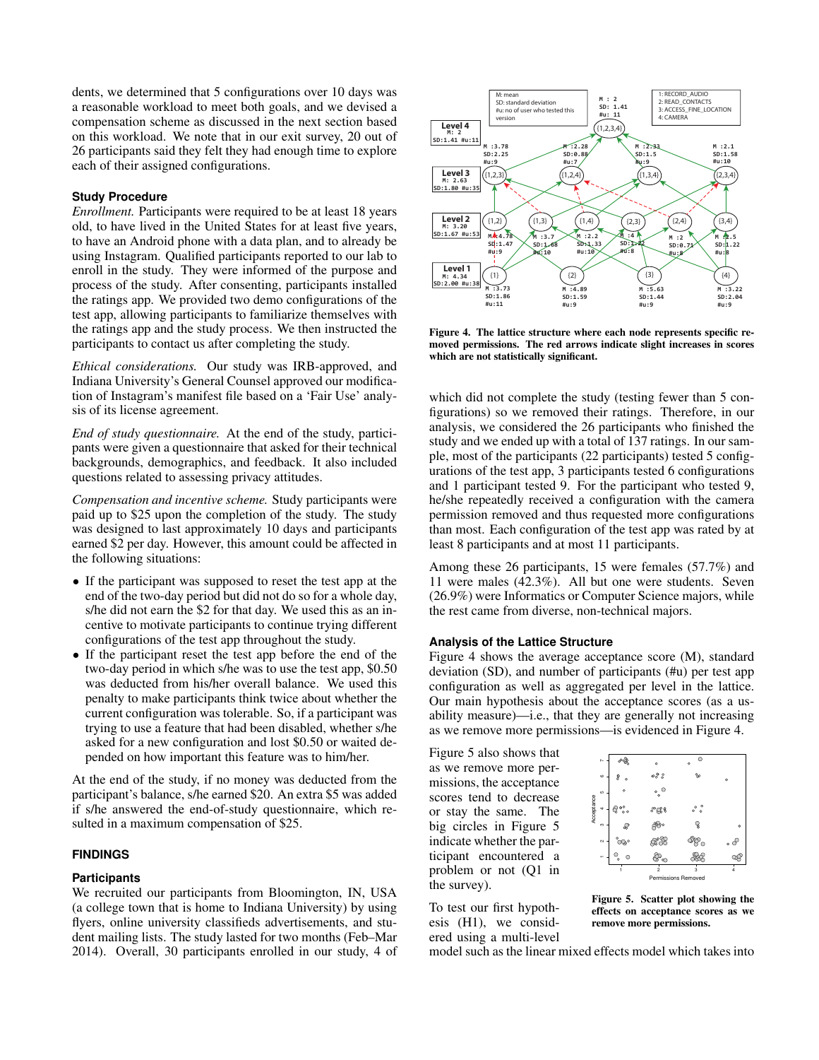dents, we determined that 5 configurations over 10 days was a reasonable workload to meet both goals, and we devised a compensation scheme as discussed in the next section based on this workload. We note that in our exit survey, 20 out of 26 participants said they felt they had enough time to explore each of their assigned configurations.

### Study Procedure

*Enrollment.* Participants were required to be at least 18 years old, to have lived in the United States for at least five years, to have an Android phone with a data plan, and to already be using Instagram. Qualified participants reported to our lab to enroll in the study. They were informed of the purpose and process of the study. After consenting, participants installed the ratings app. We provided two demo configurations of the test app, allowing participants to familiarize themselves with the ratings app and the study process. We then instructed the participants to contact us after completing the study.

*Ethical considerations.* Our study was IRB-approved, and Indiana University's General Counsel approved our modification of Instagram's manifest file based on a 'Fair Use' analysis of its license agreement.

*End of study questionnaire.* At the end of the study, participants were given a questionnaire that asked for their technical backgrounds, demographics, and feedback. It also included questions related to assessing privacy attitudes.

*Compensation and incentive scheme.* Study participants were paid up to \$25 upon the completion of the study. The study was designed to last approximately 10 days and participants earned \$2 per day. However, this amount could be affected in the following situations:

- If the participant was supposed to reset the test app at the end of the two-day period but did not do so for a whole day, s/he did not earn the \$2 for that day. We used this as an incentive to motivate participants to continue trying different configurations of the test app throughout the study.
- If the participant reset the test app before the end of the two-day period in which s/he was to use the test app, \$0.50 was deducted from his/her overall balance. We used this penalty to make participants think twice about whether the current configuration was tolerable. So, if a participant was trying to use a feature that had been disabled, whether s/he asked for a new configuration and lost \$0.50 or waited depended on how important this feature was to him/her.

At the end of the study, if no money was deducted from the participant's balance, s/he earned \$20. An extra \$5 was added if s/he answered the end-of-study questionnaire, which resulted in a maximum compensation of \$25.

## FINDINGS

### Participants

We recruited our participants from Bloomington, IN, USA (a college town that is home to Indiana University) by using flyers, online university classifieds advertisements, and student mailing lists. The study lasted for two months (Feb–Mar 2014). Overall, 30 participants enrolled in our study, 4 of which did not complete the study (testing fewer than 5 configurations) so we removed their ratings. Therefore, in our analysis, we considered the 26 participants who finished the study and we ended up with a total of 137 ratings. In our sample, most of the participants (22 participants) tested 5 configurations of the test app, 3 participants tested 6 configurations and 1 participant tested 9. For the participant who tested 9, he/she repeatedly received a configuration with the camera permission removed and thus requested more configurations than most. Each configuration of the test app was rated by at least 8 participants and at most 11 participants.

Figure 4. The lattice structure where each node represents specific removed permissions. The red arrows indicate slight increases in scores which are not statistically significant.

Among these 26 participants, 15 were females (57.7%) and 11 were males (42.3%). All but one were students. Seven (26.9%) were Informatics or Computer Science majors, while the rest came from diverse, non-technical majors.

### Analysis of the Lattice Structure

Figure 4 shows the average acceptance score (M), standard deviation (SD), and number of participants (#u) per test app configuration as well as aggregated per level in the lattice. Our main hypothesis about the acceptance scores (as a usability measure)—i.e., that they are generally not increasing as we remove more permissions—is evidenced in Figure 4.

Figure 5 also shows that as we remove more permissions, the acceptance scores tend to decrease or stay the same. The big circles in Figure 5 indicate whether the participant encountered a problem or not (Q1 in the survey).

Figure 5. Scatter plot showing the effects on acceptance scores as we remove more permissions.

To test our first hypothesis (H1), we considered using a multi-level model such as the linear mixed effects model which takes into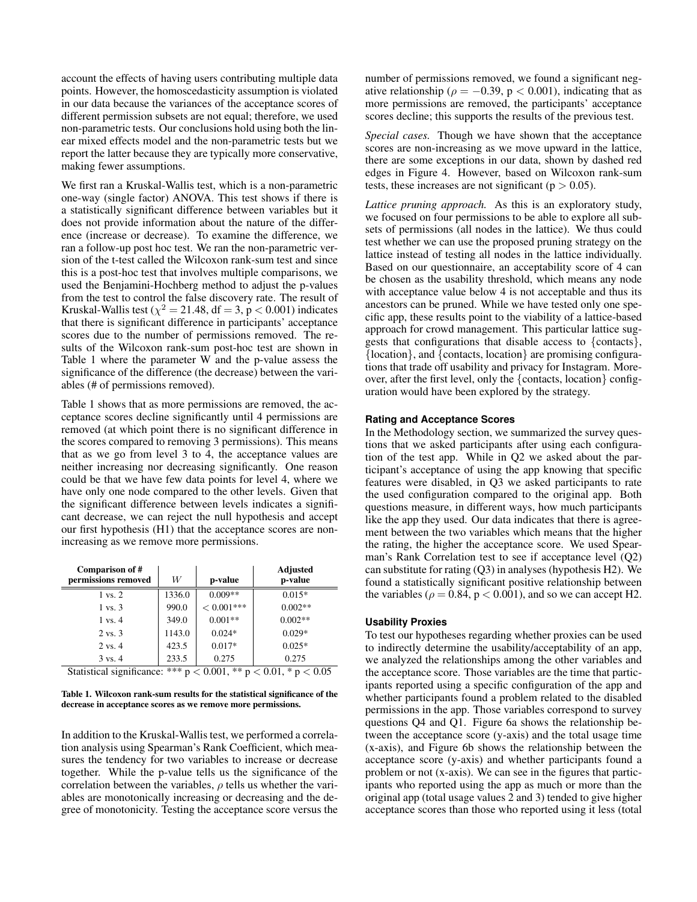account the effects of having users contributing multiple data points. However, the homoscedasticity assumption is violated in our data because the variances of the acceptance scores of different permission subsets are not equal; therefore, we used non-parametric tests. Our conclusions hold using both the linear mixed effects model and the non-parametric tests but we report the latter because they are typically more conservative, making fewer assumptions.

We first ran a Kruskal-Wallis test, which is a non-parametric one-way (single factor) ANOVA. This test shows if there is a statistically significant difference between variables but it does not provide information about the nature of the difference (increase or decrease). To examine the difference, we ran a follow-up post hoc test. We ran the non-parametric version of the t-test called the Wilcoxon rank-sum test and since this is a post-hoc test that involves multiple comparisons, we used the Benjamini-Hochberg method to adjust the p-values from the test to control the false discovery rate. The result of Kruskal-Wallis test ($\chi^2 = 21.48$, df = 3, $p < 0.001$) indicates that there is significant difference in participants' acceptance scores due to the number of permissions removed. The results of the Wilcoxon rank-sum post-hoc test are shown in Table 1 where the parameter W and the p-value assess the significance of the difference (the decrease) between the variables (# of permissions removed).

Table 1 shows that as more permissions are removed, the acceptance scores decline significantly until 4 permissions are removed (at which point there is no significant difference in the scores compared to removing 3 permissions). This means that as we go from level 3 to 4, the acceptance values are neither increasing nor decreasing significantly. One reason could be that we have few data points for level 4, where we have only one node compared to the other levels. Given that the significant difference between levels indicates a significant decrease, we can reject the null hypothesis and accept our first hypothesis (H1) that the acceptance scores are non-increasing as we remove more permissions.

| Comparison of # permissions removed | $W$ | p-value | Adjusted p-value |
|---|---|---|---|
| 1 vs. 2 | 1336.0 | 0.009** | 0.015* |
| 1 vs. 3 | 990.0 | $< 0.001$*** | 0.002** |
| 1 vs. 4 | 349.0 | 0.001** | 0.002** |
| 2 vs. 3 | 1143.0 | 0.024* | 0.029* |
| 2 vs. 4 | 423.5 | 0.017* | 0.025* |
| 3 vs. 4 | 233.5 | 0.275 | 0.275 |

Statistical significance: *** $p < 0.001$, ** $p < 0.01$, * $p < 0.05$

**Table 1. Wilcoxon rank-sum results for the statistical significance of the decrease in acceptance scores as we remove more permissions.**

In addition to the Kruskal-Wallis test, we performed a correlation analysis using Spearman's Rank Coefficient, which measures the tendency for two variables to increase or decrease together. While the p-value tells us the significance of the correlation between the variables, $\rho$ tells us whether the variables are monotonically increasing or decreasing and the degree of monotonicity. Testing the acceptance score versus the number of permissions removed, we found a significant negative relationship ($\rho = -0.39$, $p < 0.001$), indicating that as more permissions are removed, the participants' acceptance scores decline; this supports the results of the previous test.

*Special cases.* Though we have shown that the acceptance scores are non-increasing as we move upward in the lattice, there are some exceptions in our data, shown by dashed red edges in Figure 4. However, based on Wilcoxon rank-sum tests, these increases are not significant ($p > 0.05$).

*Lattice pruning approach.* As this is an exploratory study, we focused on four permissions to be able to explore all subsets of permissions (all nodes in the lattice). We thus could test whether we can use the proposed pruning strategy on the lattice instead of testing all nodes in the lattice individually. Based on our questionnaire, an acceptability score of 4 can be chosen as the usability threshold, which means any node with acceptance value below 4 is not acceptable and thus its ancestors can be pruned. While we have tested only one specific app, these results point to the viability of a lattice-based approach for crowd management. This particular lattice suggests that configurations that disable access to {contacts}, {location}, and {contacts, location} are promising configurations that trade off usability and privacy for Instagram. Moreover, after the first level, only the {contacts, location} configuration would have been explored by the strategy.

### Rating and Acceptance Scores

In the Methodology section, we summarized the survey questions that we asked participants after using each configuration of the test app. While in Q2 we asked about the participant's acceptance of using the app knowing that specific features were disabled, in Q3 we asked participants to rate the used configuration compared to the original app. Both questions measure, in different ways, how much participants like the app they used. Our data indicates that there is agreement between the two variables which means that the higher the rating, the higher the acceptance score. We used Spearman's Rank Correlation test to see if acceptance level (Q2) can substitute for rating (Q3) in analyses (hypothesis H2). We found a statistically significant positive relationship between the variables ($\rho = 0.84$, $p < 0.001$), and so we can accept H2.

### Usability Proxies

To test our hypotheses regarding whether proxies can be used to indirectly determine the usability/acceptability of an app, we analyzed the relationships among the other variables and the acceptance score. Those variables are the time that participants reported using a specific configuration of the app and whether participants found a problem related to the disabled permissions in the app. Those variables correspond to survey questions Q4 and Q1. Figure 6a shows the relationship between the acceptance score (y-axis) and the total usage time (x-axis), and Figure 6b shows the relationship between the acceptance score (y-axis) and whether participants found a problem or not (x-axis). We can see in the figures that participants who reported using the app as much or more than the original app (total usage values 2 and 3) tended to give higher acceptance scores than those who reported using it less (total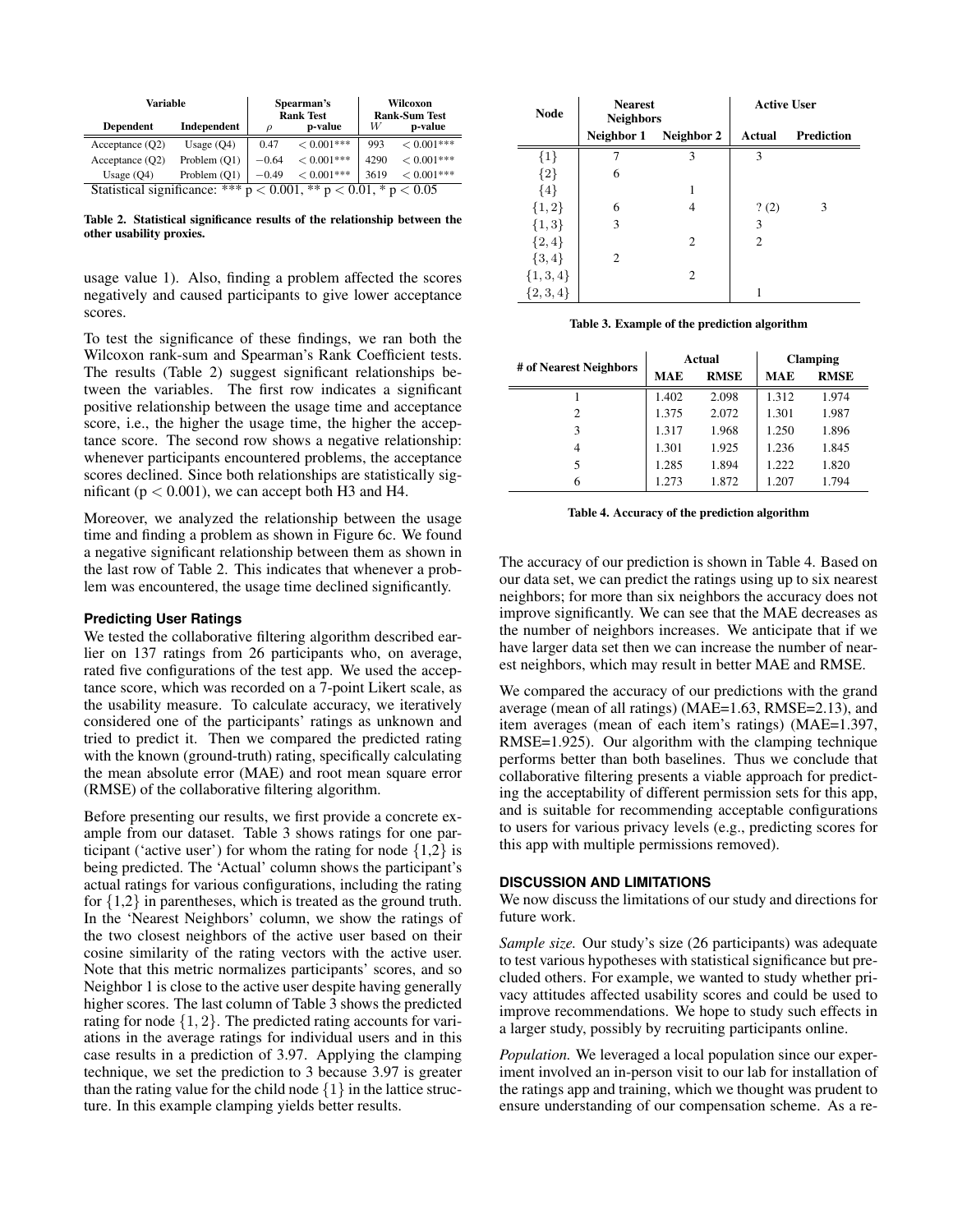| Variable | | Spearman's Rank Test | | Wilcoxon Rank-Sum Test | |
|---|---|---|---|---|---|
| Dependent | Independent | $\rho$ | p-value | $W$ | p-value |
| Acceptance (Q2) | Usage (Q4) | 0.47 | $< 0.001$*** | 993 | $< 0.001$*** |
| Acceptance (Q2) | Problem (Q1) | $-0.64$ | $< 0.001$*** | 4290 | $< 0.001$*** |
| Usage (Q4) | Problem (Q1) | $-0.49$ | $< 0.001$*** | 3619 | $< 0.001$*** |

Statistical significance: *** $p < 0.001$, ** $p < 0.01$, * $p < 0.05$

**Table 2. Statistical significance results of the relationship between the other usability proxies.**

usage value 1). Also, finding a problem affected the scores negatively and caused participants to give lower acceptance scores.

To test the significance of these findings, we ran both the Wilcoxon rank-sum and Spearman's Rank Coefficient tests. The results (Table 2) suggest significant relationships between the variables. The first row indicates a significant positive relationship between the usage time and acceptance score, i.e., the higher the usage time, the higher the acceptance score. The second row shows a negative relationship: whenever participants encountered problems, the acceptance scores declined. Since both relationships are statistically significant ($p < 0.001$), we can accept both H3 and H4.

Moreover, we analyzed the relationship between the usage time and finding a problem as shown in Figure 6c. We found a negative significant relationship between them as shown in the last row of Table 2. This indicates that whenever a problem was encountered, the usage time declined significantly.

### Predicting User Ratings

We tested the collaborative filtering algorithm described earlier on 137 ratings from 26 participants who, on average, rated five configurations of the test app. We used the acceptance score, which was recorded on a 7-point Likert scale, as the usability measure. To calculate accuracy, we iteratively considered one of the participants' ratings as unknown and tried to predict it. Then we compared the predicted rating with the known (ground-truth) rating, specifically calculating the mean absolute error (MAE) and root mean square error (RMSE) of the collaborative filtering algorithm.

Before presenting our results, we first provide a concrete example from our dataset. Table 3 shows ratings for one participant ('active user') for whom the rating for node $\{1,2\}$ is being predicted. The 'Actual' column shows the participant's actual ratings for various configurations, including the rating for $\{1,2\}$ in parentheses, which is treated as the ground truth. In the 'Nearest Neighbors' column, we show the ratings of the two closest neighbors of the active user based on their cosine similarity of the rating vectors with the active user. Note that this metric normalizes participants' scores, and so Neighbor 1 is close to the active user despite having generally higher scores. The last column of Table 3 shows the predicted rating for node $\{1,2\}$. The predicted rating accounts for variations in the average ratings for individual users and in this case results in a prediction of 3.97. Applying the clamping technique, we set the prediction to 3 because 3.97 is greater than the rating value for the child node $\{1\}$ in the lattice structure. In this example clamping yields better results.

| Node | Nearest Neighbors | | Active User | |
|---|---|---|---|---|
| | Neighbor 1 | Neighbor 2 | Actual | Prediction |
| $\{1\}$ | 7 | 3 | 3 | |
| $\{2\}$ | 6 | | | |
| $\{4\}$ | | 1 | | |
| $\{1,2\}$ | 6 | 4 | ? (2) | 3 |
| $\{1,3\}$ | 3 | | 3 | |
| $\{2,4\}$ | | 2 | 2 | |
| $\{3,4\}$ | 2 | | | |
| $\{1,3,4\}$ | | 2 | | |
| $\{2,3,4\}$ | | | 1 | |

**Table 3. Example of the prediction algorithm**

| # of Nearest Neighbors | Actual | | Clamping | |
|---|---|---|---|---|
| | MAE | RMSE | MAE | RMSE |
| 1 | 1.402 | 2.098 | 1.312 | 1.974 |
| 2 | 1.375 | 2.072 | 1.301 | 1.987 |
| 3 | 1.317 | 1.968 | 1.250 | 1.896 |
| 4 | 1.301 | 1.925 | 1.236 | 1.845 |
| 5 | 1.285 | 1.894 | 1.222 | 1.820 |
| 6 | 1.273 | 1.872 | 1.207 | 1.794 |

**Table 4. Accuracy of the prediction algorithm**

The accuracy of our prediction is shown in Table 4. Based on our data set, we can predict the ratings using up to six nearest neighbors; for more than six neighbors the accuracy does not improve significantly. We can see that the MAE decreases as the number of neighbors increases. We anticipate that if we have larger data set then we can increase the number of nearest neighbors, which may result in better MAE and RMSE.

We compared the accuracy of our predictions with the grand average (mean of all ratings) (MAE=1.63, RMSE=2.13), and item averages (mean of each item's ratings) (MAE=1.397, RMSE=1.925). Our algorithm with the clamping technique performs better than both baselines. Thus we conclude that collaborative filtering presents a viable approach for predicting the acceptability of different permission sets for this app, and is suitable for recommending acceptable configurations to users for various privacy levels (e.g., predicting scores for this app with multiple permissions removed).

## DISCUSSION AND LIMITATIONS

We now discuss the limitations of our study and directions for future work.

*Sample size.* Our study's size (26 participants) was adequate to test various hypotheses with statistical significance but precluded others. For example, we wanted to study whether privacy attitudes affected usability scores and could be used to improve recommendations. We hope to study such effects in a larger study, possibly by recruiting participants online.

*Population.* We leveraged a local population since our experiment involved an in-person visit to our lab for installation of the ratings app and training, which we thought was prudent to ensure understanding of our compensation scheme. As a re-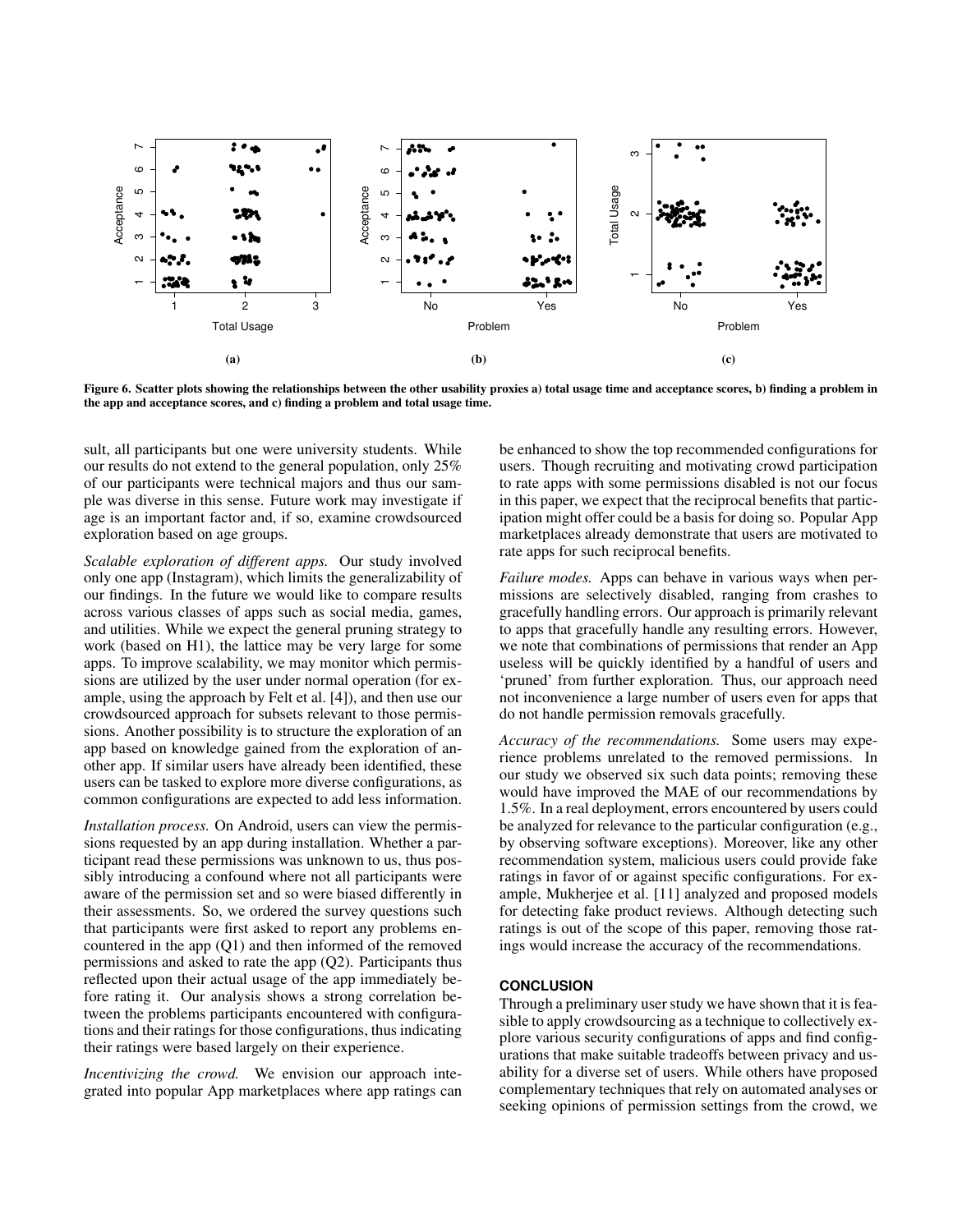Figure 6. Scatter plots showing the relationships between the other usability proxies a) total usage time and acceptance scores, b) finding a problem in the app and acceptance scores, and c) finding a problem and total usage time.

sult, all participants but one were university students. While our results do not extend to the general population, only 25% of our participants were technical majors and thus our sample was diverse in this sense. Future work may investigate if age is an important factor and, if so, examine crowdsourced exploration based on age groups.

*Scalable exploration of different apps.* Our study involved only one app (Instagram), which limits the generalizability of our findings. In the future we would like to compare results across various classes of apps such as social media, games, and utilities. While we expect the general pruning strategy to work (based on H1), the lattice may be very large for some apps. To improve scalability, we may monitor which permissions are utilized by the user under normal operation (for example, using the approach by Felt et al. [4]), and then use our crowdsourced approach for subsets relevant to those permissions. Another possibility is to structure the exploration of an app based on knowledge gained from the exploration of another app. If similar users have already been identified, these users can be tasked to explore more diverse configurations, as common configurations are expected to add less information.

*Installation process.* On Android, users can view the permissions requested by an app during installation. Whether a participant read these permissions was unknown to us, thus possibly introducing a confound where not all participants were aware of the permission set and so were biased differently in their assessments. So, we ordered the survey questions such that participants were first asked to report any problems encountered in the app (Q1) and then informed of the removed permissions and asked to rate the app (Q2). Participants thus reflected upon their actual usage of the app immediately before rating it. Our analysis shows a strong correlation between the problems participants encountered with configurations and their ratings for those configurations, thus indicating their ratings were based largely on their experience.

*Incentivizing the crowd.* We envision our approach integrated into popular App marketplaces where app ratings can be enhanced to show the top recommended configurations for users. Though recruiting and motivating crowd participation to rate apps with some permissions disabled is not our focus in this paper, we expect that the reciprocal benefits that participation might offer could be a basis for doing so. Popular App marketplaces already demonstrate that users are motivated to rate apps for such reciprocal benefits.

*Failure modes.* Apps can behave in various ways when permissions are selectively disabled, ranging from crashes to gracefully handling errors. Our approach is primarily relevant to apps that gracefully handle any resulting errors. However, we note that combinations of permissions that render an App useless will be quickly identified by a handful of users and 'pruned' from further exploration. Thus, our approach need not inconvenience a large number of users even for apps that do not handle permission removals gracefully.

*Accuracy of the recommendations.* Some users may experience problems unrelated to the removed permissions. In our study we observed six such data points; removing these would have improved the MAE of our recommendations by 1.5%. In a real deployment, errors encountered by users could be analyzed for relevance to the particular configuration (e.g., by observing software exceptions). Moreover, like any other recommendation system, malicious users could provide fake ratings in favor of or against specific configurations. For example, Mukherjee et al. [11] analyzed and proposed models for detecting fake product reviews. Although detecting such ratings is out of the scope of this paper, removing those ratings would increase the accuracy of the recommendations.

## CONCLUSION

Through a preliminary user study we have shown that it is feasible to apply crowdsourcing as a technique to collectively explore various security configurations of apps and find configurations that make suitable tradeoffs between privacy and usability for a diverse set of users. While others have proposed complementary techniques that rely on automated analyses or seeking opinions of permission settings from the crowd, we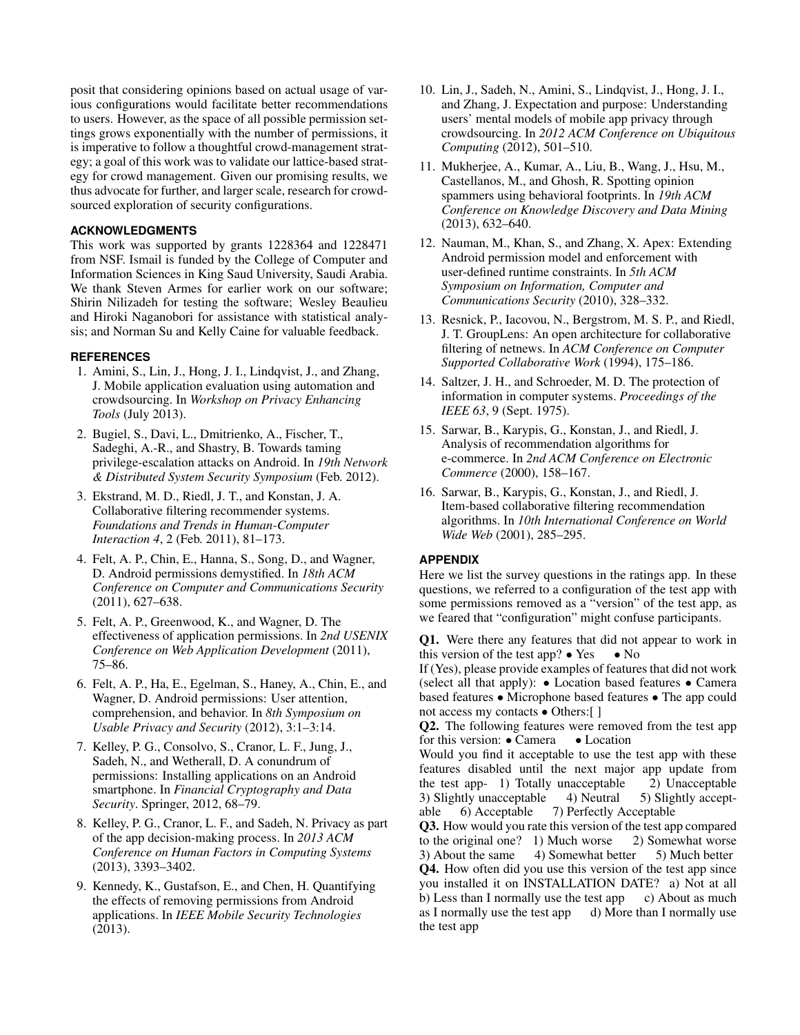posit that considering opinions based on actual usage of various configurations would facilitate better recommendations to users. However, as the space of all possible permission settings grows exponentially with the number of permissions, it is imperative to follow a thoughtful crowd-management strategy; a goal of this work was to validate our lattice-based strategy for crowd management. Given our promising results, we thus advocate for further, and larger scale, research for crowd-sourced exploration of security configurations.

## ACKNOWLEDGMENTS

This work was supported by grants 1228364 and 1228471 from NSF. Ismail is funded by the College of Computer and Information Sciences in King Saud University, Saudi Arabia. We thank Steven Armes for earlier work on our software; Shirin Nilizadeh for testing the software; Wesley Beaulieu and Hiroki Naganobori for assistance with statistical analysis; and Norman Su and Kelly Caine for valuable feedback.

## REFERENCES

1. Amini, S., Lin, J., Hong, J. I., Lindqvist, J., and Zhang, J. Mobile application evaluation using automation and crowdsourcing. In *Workshop on Privacy Enhancing Tools* (July 2013).
2. Bugiel, S., Davi, L., Dmitrienko, A., Fischer, T., Sadeghi, A.-R., and Shastry, B. Towards taming privilege-escalation attacks on Android. In *19th Network & Distributed System Security Symposium* (Feb. 2012).
3. Ekstrand, M. D., Riedl, J. T., and Konstan, J. A. Collaborative filtering recommender systems. *Foundations and Trends in Human-Computer Interaction 4*, 2 (Feb. 2011), 81–173.
4. Felt, A. P., Chin, E., Hanna, S., Song, D., and Wagner, D. Android permissions demystified. In *18th ACM Conference on Computer and Communications Security* (2011), 627–638.
5. Felt, A. P., Greenwood, K., and Wagner, D. The effectiveness of application permissions. In *2nd USENIX Conference on Web Application Development* (2011), 75–86.
6. Felt, A. P., Ha, E., Egelman, S., Haney, A., Chin, E., and Wagner, D. Android permissions: User attention, comprehension, and behavior. In *8th Symposium on Usable Privacy and Security* (2012), 3:1–3:14.
7. Kelley, P. G., Consolvo, S., Cranor, L. F., Jung, J., Sadeh, N., and Wetherall, D. A conundrum of permissions: Installing applications on an Android smartphone. In *Financial Cryptography and Data Security*. Springer, 2012, 68–79.
8. Kelley, P. G., Cranor, L. F., and Sadeh, N. Privacy as part of the app decision-making process. In *2013 ACM Conference on Human Factors in Computing Systems* (2013), 3393–3402.
9. Kennedy, K., Gustafson, E., and Chen, H. Quantifying the effects of removing permissions from Android applications. In *IEEE Mobile Security Technologies* (2013).
10. Lin, J., Sadeh, N., Amini, S., Lindqvist, J., Hong, J. I., and Zhang, J. Expectation and purpose: Understanding users' mental models of mobile app privacy through crowdsourcing. In *2012 ACM Conference on Ubiquitous Computing* (2012), 501–510.
11. Mukherjee, A., Kumar, A., Liu, B., Wang, J., Hsu, M., Castellanos, M., and Ghosh, R. Spotting opinion spammers using behavioral footprints. In *19th ACM Conference on Knowledge Discovery and Data Mining* (2013), 632–640.
12. Nauman, M., Khan, S., and Zhang, X. Apex: Extending Android permission model and enforcement with user-defined runtime constraints. In *5th ACM Symposium on Information, Computer and Communications Security* (2010), 328–332.
13. Resnick, P., Iacovou, N., Bergstrom, M. S. P., and Riedl, J. T. GroupLens: An open architecture for collaborative filtering of netnews. In *ACM Conference on Computer Supported Collaborative Work* (1994), 175–186.
14. Saltzer, J. H., and Schroeder, M. D. The protection of information in computer systems. *Proceedings of the IEEE 63*, 9 (Sept. 1975).
15. Sarwar, B., Karypis, G., Konstan, J., and Riedl, J. Analysis of recommendation algorithms for e-commerce. In *2nd ACM Conference on Electronic Commerce* (2000), 158–167.
16. Sarwar, B., Karypis, G., Konstan, J., and Riedl, J. Item-based collaborative filtering recommendation algorithms. In *10th International Conference on World Wide Web* (2001), 285–295.

## APPENDIX

Here we list the survey questions in the ratings app. In these questions, we referred to a configuration of the test app with some permissions removed as a "version" of the test app, as we feared that "configuration" might confuse participants.

**Q1.** Were there any features that did not appear to work in this version of the test app? • Yes • No
If (Yes), please provide examples of features that did not work (select all that apply): • Location based features • Camera based features • Microphone based features • The app could not access my contacts • Others:[ ]

**Q2.** The following features were removed from the test app for this version: • Camera • Location
Would you find it acceptable to use the test app with these features disabled until the next major app update from the test app- 1) Totally unacceptable 2) Unacceptable 3) Slightly unacceptable 4) Neutral 5) Slightly acceptable 6) Acceptable 7) Perfectly Acceptable

**Q3.** How would you rate this version of the test app compared to the original one? 1) Much worse 2) Somewhat worse 3) About the same 4) Somewhat better 5) Much better

**Q4.** How often did you use this version of the test app since you installed it on INSTALLATION DATE? a) Not at all b) Less than I normally use the test app c) About as much as I normally use the test app d) More than I normally use the test app